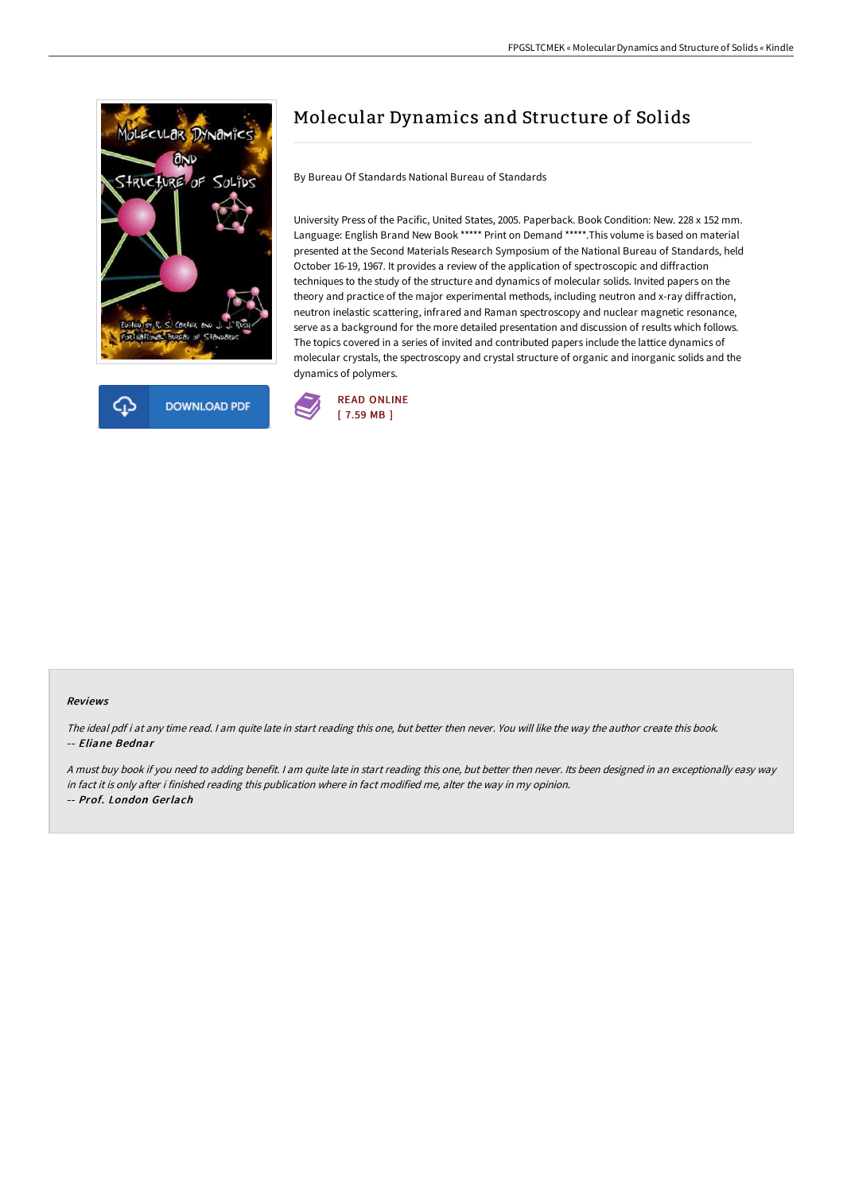# Molecular Dynamics and Structure of Solids

By Bureau Of Standards National Bureau of Standards

University Press of the Pacific, United States, 2005. Paperback. Book Condition: New. 228 x 152 mm. Language: English Brand New Book ***** Print on Demand *****.This volume is based on material presented at the Second Materials Research Symposium of the National Bureau of Standards, held October 16-19, 1967. It provides a review of the application of spectroscopic and diffraction techniques to the study of the structure and dynamics of molecular solids. Invited papers on the theory and practice of the major experimental methods, including neutron and x-ray diffraction, neutron inelastic scattering, infrared and Raman spectroscopy and nuclear magnetic resonance, serve as a background for the more detailed presentation and discussion of results which follows. The topics covered in a series of invited and contributed papers include the lattice dynamics of molecular crystals, the spectroscopy and crystal structure of organic and inorganic solids and the dynamics of polymers.

DOWNLOAD PDF

READ ONLINE
[ 7.59 MB ]

### Reviews

*The ideal pdf i at any time read. I am quite late in start reading this one, but better then never. You will like the way the author create this book.*
*-- **Eliane Bednar***

*A must buy book if you need to adding benefit. I am quite late in start reading this one, but better then never. Its been designed in an exceptionally easy way in fact it is only after i finished reading this publication where in fact modified me, alter the way in my opinion.*
*-- **Prof. London Gerlach***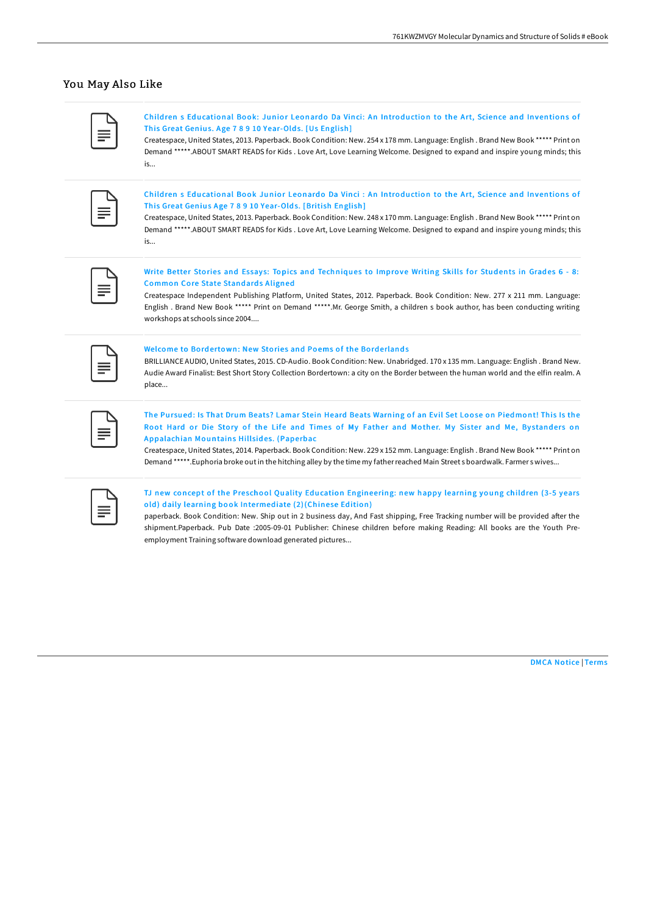## You May Also Like

**Children s Educational Book: Junior Leonardo Da Vinci: An Introduction to the Art, Science and Inventions of This Great Genius. Age 7 8 9 10 Year-Olds. [Us English]**

Createspace, United States, 2013. Paperback. Book Condition: New. 254 x 178 mm. Language: English . Brand New Book ***** Print on Demand *****.ABOUT SMART READS for Kids . Love Art, Love Learning Welcome. Designed to expand and inspire young minds; this is...

**Children s Educational Book Junior Leonardo Da Vinci : An Introduction to the Art, Science and Inventions of This Great Genius Age 7 8 9 10 Year-Olds. [British English]**

Createspace, United States, 2013. Paperback. Book Condition: New. 248 x 170 mm. Language: English . Brand New Book ***** Print on Demand *****.ABOUT SMART READS for Kids . Love Art, Love Learning Welcome. Designed to expand and inspire young minds; this is...

**Write Better Stories and Essays: Topics and Techniques to Improve Writing Skills for Students in Grades 6 - 8: Common Core State Standards Aligned**

Createspace Independent Publishing Platform, United States, 2012. Paperback. Book Condition: New. 277 x 211 mm. Language: English . Brand New Book ***** Print on Demand *****.Mr. George Smith, a children s book author, has been conducting writing workshops at schools since 2004....

**Welcome to Bordertown: New Stories and Poems of the Borderlands**

BRILLIANCE AUDIO, United States, 2015. CD-Audio. Book Condition: New. Unabridged. 170 x 135 mm. Language: English . Brand New. Audie Award Finalist: Best Short Story Collection Bordertown: a city on the Border between the human world and the elfin realm. A place...

**The Pursued: Is That Drum Beats? Lamar Stein Heard Beats Warning of an Evil Set Loose on Piedmont! This Is the Root Hard or Die Story of the Life and Times of My Father and Mother. My Sister and Me, Bystanders on Appalachian Mountains Hillsides. (Paperbac**

Createspace, United States, 2014. Paperback. Book Condition: New. 229 x 152 mm. Language: English . Brand New Book ***** Print on Demand *****.Euphoria broke out in the hitching alley by the time my father reached Main Street s boardwalk. Farmer s wives...

**TJ new concept of the Preschool Quality Education Engineering: new happy learning young children (3-5 years old) daily learning book Intermediate (2)(Chinese Edition)**

paperback. Book Condition: New. Ship out in 2 business day, And Fast shipping, Free Tracking number will be provided after the shipment.Paperback. Pub Date :2005-09-01 Publisher: Chinese children before making Reading: All books are the Youth Pre-employment Training software download generated pictures...

DMCA Notice | Terms